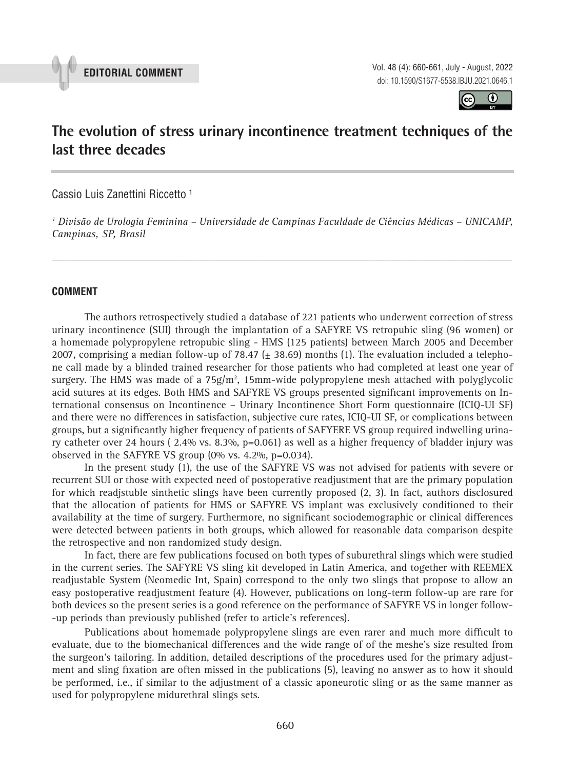**EDITORIAL COMMENT**

# The evolution of stress urinary incontinence treatment techniques of the last three decades

Cassio Luis Zanettini Riccetto [1]

[1] *Divisão de Urologia Feminina – Universidade de Campinas Faculdade de Ciências Médicas – UNICAMP, Campinas, SP, Brasil*

## COMMENT

The authors retrospectively studied a database of 221 patients who underwent correction of stress urinary incontinence (SUI) through the implantation of a SAFYRE VS retropubic sling (96 women) or a homemade polypropylene retropubic sling - HMS (125 patients) between March 2005 and December 2007, comprising a median follow-up of 78.47 (± 38.69) months (1). The evaluation included a telephone call made by a blinded trained researcher for those patients who had completed at least one year of surgery. The HMS was made of a 75g/m$^2$, 15mm-wide polypropylene mesh attached with polyglycolic acid sutures at its edges. Both HMS and SAFYRE VS groups presented significant improvements on International consensus on Incontinence – Urinary Incontinence Short Form questionnaire (ICIQ-UI SF) and there were no differences in satisfaction, subjective cure rates, ICIQ-UI SF, or complications between groups, but a significantly higher frequency of patients of SAFYERE VS group required indwelling urinary catheter over 24 hours ( 2.4% vs. 8.3%, p=0.061) as well as a higher frequency of bladder injury was observed in the SAFYRE VS group (0% vs. 4.2%, p=0.034).

In the present study (1), the use of the SAFYRE VS was not advised for patients with severe or recurrent SUI or those with expected need of postoperative readjustment that are the primary population for which readjstuble sinthetic slings have been currently proposed (2, 3). In fact, authors disclosured that the allocation of patients for HMS or SAFYRE VS implant was exclusively conditioned to their availability at the time of surgery. Furthermore, no significant sociodemographic or clinical differences were detected between patients in both groups, which allowed for reasonable data comparison despite the retrospective and non randomized study design.

In fact, there are few publications focused on both types of suburethral slings which were studied in the current series. The SAFYRE VS sling kit developed in Latin America, and together with REEMEX readjustable System (Neomedic Int, Spain) correspond to the only two slings that propose to allow an easy postoperative readjustment feature (4). However, publications on long-term follow-up are rare for both devices so the present series is a good reference on the performance of SAFYRE VS in longer follow-up periods than previously published (refer to article's references).

Publications about homemade polypropylene slings are even rarer and much more difficult to evaluate, due to the biomechanical differences and the wide range of of the meshe's size resulted from the surgeon's tailoring. In addition, detailed descriptions of the procedures used for the primary adjustment and sling fixation are often missed in the publications (5), leaving no answer as to how it should be performed, i.e., if similar to the adjustment of a classic aponeurotic sling or as the same manner as used for polypropylene midurethral slings sets.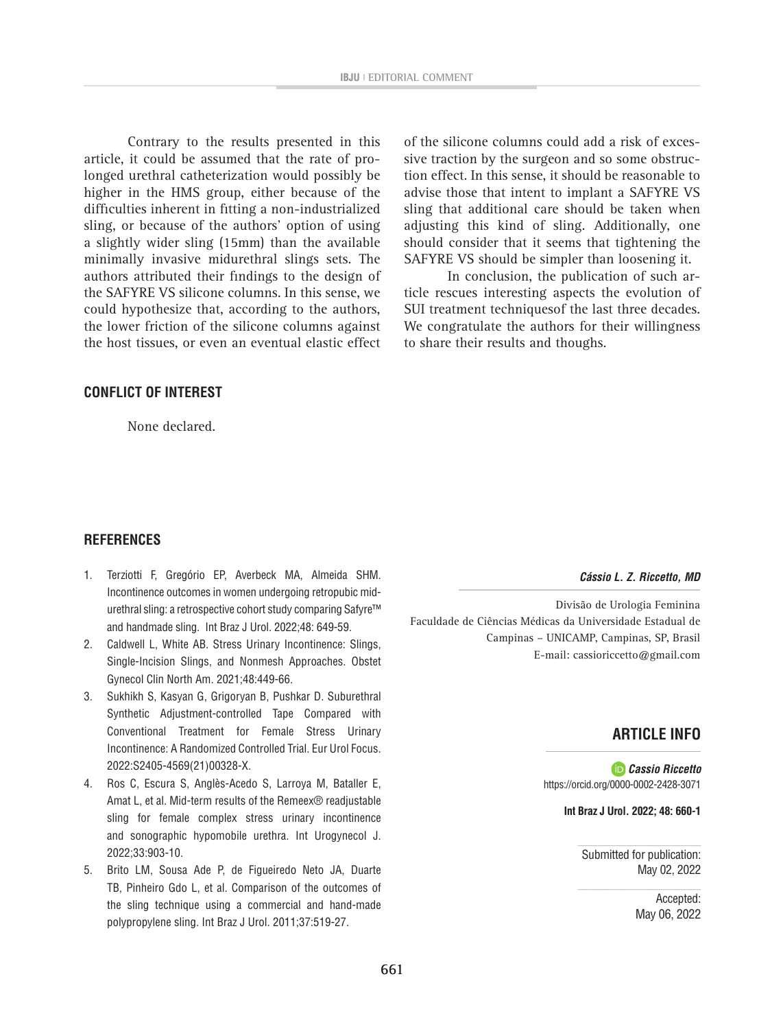Contrary to the results presented in this article, it could be assumed that the rate of prolonged urethral catheterization would possibly be higher in the HMS group, either because of the difficulties inherent in fitting a non-industrialized sling, or because of the authors' option of using a slightly wider sling (15mm) than the available minimally invasive midurethral slings sets. The authors attributed their findings to the design of the SAFYRE VS silicone columns. In this sense, we could hypothesize that, according to the authors, the lower friction of the silicone columns against the host tissues, or even an eventual elastic effect of the silicone columns could add a risk of excessive traction by the surgeon and so some obstruction effect. In this sense, it should be reasonable to advise those that intent to implant a SAFYRE VS sling that additional care should be taken when adjusting this kind of sling. Additionally, one should consider that it seems that tightening the SAFYRE VS should be simpler than loosening it.

In conclusion, the publication of such article rescues interesting aspects the evolution of SUI treatment techniquesof the last three decades. We congratulate the authors for their willingness to share their results and thoughs.

## CONFLICT OF INTEREST

None declared.

## REFERENCES

1. Terziotti F, Gregório EP, Averbeck MA, Almeida SHM. Incontinence outcomes in women undergoing retropubic midurethral sling: a retrospective cohort study comparing Safyre™ and handmade sling. Int Braz J Urol. 2022;48: 649-59.
2. Caldwell L, White AB. Stress Urinary Incontinence: Slings, Single-Incision Slings, and Nonmesh Approaches. Obstet Gynecol Clin North Am. 2021;48:449-66.
3. Sukhikh S, Kasyan G, Grigoryan B, Pushkar D. Suburethral Synthetic Adjustment-controlled Tape Compared with Conventional Treatment for Female Stress Urinary Incontinence: A Randomized Controlled Trial. Eur Urol Focus. 2022:S2405-4569(21)00328-X.
4. Ros C, Escura S, Anglès-Acedo S, Larroya M, Bataller E, Amat L, et al. Mid-term results of the Remeex® readjustable sling for female complex stress urinary incontinence and sonographic hypomobile urethra. Int Urogynecol J. 2022;33:903-10.
5. Brito LM, Sousa Ade P, de Figueiredo Neto JA, Duarte TB, Pinheiro Gdo L, et al. Comparison of the outcomes of the sling technique using a commercial and hand-made polypropylene sling. Int Braz J Urol. 2011;37:519-27.

***Cássio L. Z. Riccetto, MD***

Divisão de Urologia Feminina
Faculdade de Ciências Médicas da Universidade Estadual de Campinas – UNICAMP, Campinas, SP, Brasil
E-mail: cassioriccetto@gmail.com

## ARTICLE INFO

***Cassio Riccetto***
https://orcid.org/0000-0002-2428-3071

**Int Braz J Urol. 2022; 48: 660-1**

Submitted for publication:
May 02, 2022

Accepted:
May 06, 2022